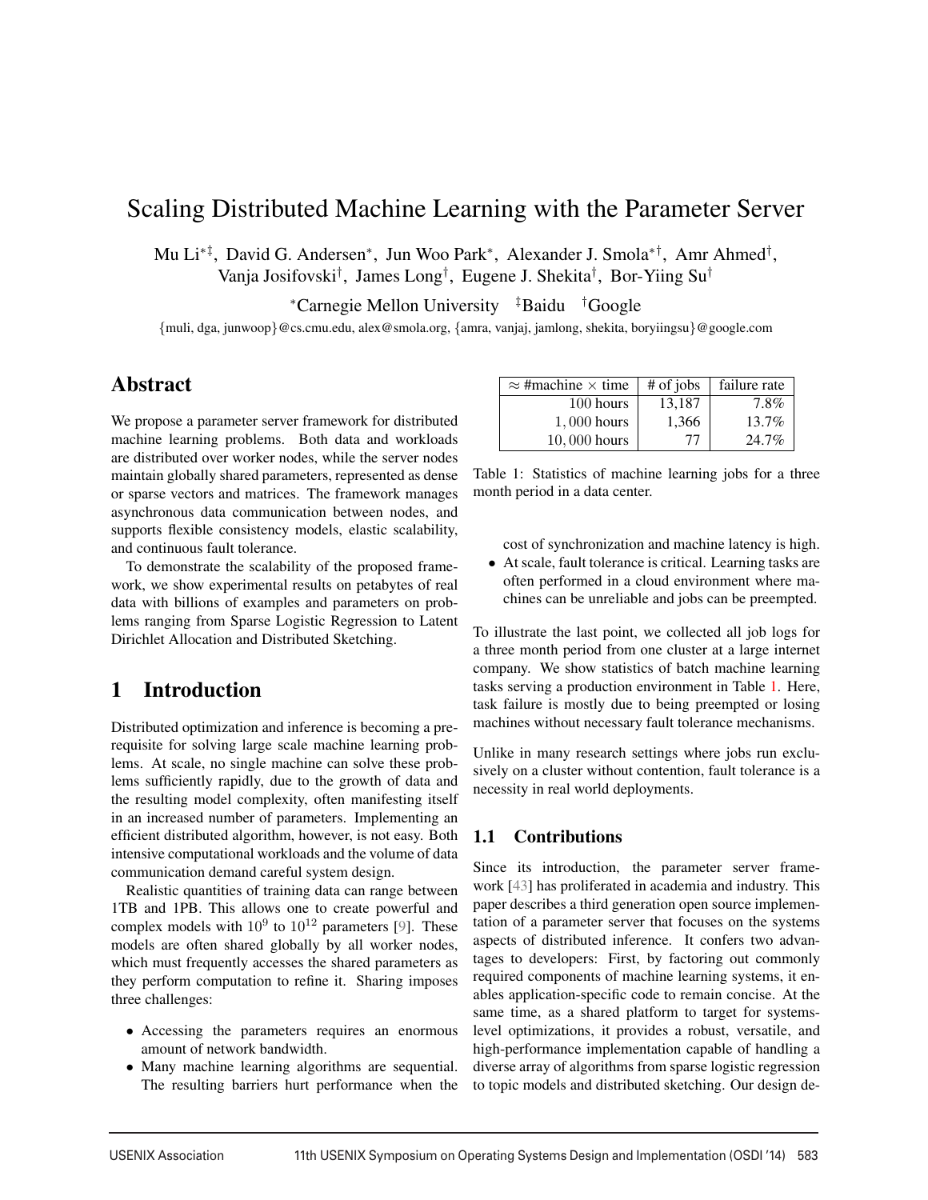# Scaling Distributed Machine Learning with the Parameter Server

Mu Li[*‡], David G. Andersen[*], Jun Woo Park[*], Alexander J. Smola[*†], Amr Ahmed[†], Vanja Josifovski[†], James Long[†], Eugene J. Shekita[†], Bor-Yiing Su[†]

[*]Carnegie Mellon University [‡]Baidu [†]Google

{muli, dga, junwoop}@cs.cmu.edu, alex@smola.org, {amra, vanjaj, jamlong, shekita, boryiingsu}@google.com

## Abstract

We propose a parameter server framework for distributed machine learning problems. Both data and workloads are distributed over worker nodes, while the server nodes maintain globally shared parameters, represented as dense or sparse vectors and matrices. The framework manages asynchronous data communication between nodes, and supports flexible consistency models, elastic scalability, and continuous fault tolerance.

To demonstrate the scalability of the proposed framework, we show experimental results on petabytes of real data with billions of examples and parameters on problems ranging from Sparse Logistic Regression to Latent Dirichlet Allocation and Distributed Sketching.

## 1 Introduction

Distributed optimization and inference is becoming a prerequisite for solving large scale machine learning problems. At scale, no single machine can solve these problems sufficiently rapidly, due to the growth of data and the resulting model complexity, often manifesting itself in an increased number of parameters. Implementing an efficient distributed algorithm, however, is not easy. Both intensive computational workloads and the volume of data communication demand careful system design.

Realistic quantities of training data can range between 1TB and 1PB. This allows one to create powerful and complex models with $10^9$ to $10^{12}$ parameters [9]. These models are often shared globally by all worker nodes, which must frequently accesses the shared parameters as they perform computation to refine it. Sharing imposes three challenges:

- Accessing the parameters requires an enormous amount of network bandwidth.
- Many machine learning algorithms are sequential. The resulting barriers hurt performance when the cost of synchronization and machine latency is high.
- At scale, fault tolerance is critical. Learning tasks are often performed in a cloud environment where machines can be unreliable and jobs can be preempted.

| $\approx$ #machine $\times$ time | # of jobs | failure rate |
|---|---|---|
| 100 hours | 13,187 | 7.8% |
| $1,000$ hours | 1,366 | 13.7% |
| $10,000$ hours | 77 | 24.7% |

Table 1: Statistics of machine learning jobs for a three month period in a data center.

To illustrate the last point, we collected all job logs for a three month period from one cluster at a large internet company. We show statistics of batch machine learning tasks serving a production environment in Table 1. Here, task failure is mostly due to being preempted or losing machines without necessary fault tolerance mechanisms.

Unlike in many research settings where jobs run exclusively on a cluster without contention, fault tolerance is a necessity in real world deployments.

### 1.1 Contributions

Since its introduction, the parameter server framework [43] has proliferated in academia and industry. This paper describes a third generation open source implementation of a parameter server that focuses on the systems aspects of distributed inference. It confers two advantages to developers: First, by factoring out commonly required components of machine learning systems, it enables application-specific code to remain concise. At the same time, as a shared platform to target for systems-level optimizations, it provides a robust, versatile, and high-performance implementation capable of handling a diverse array of algorithms from sparse logistic regression to topic models and distributed sketching. Our design de-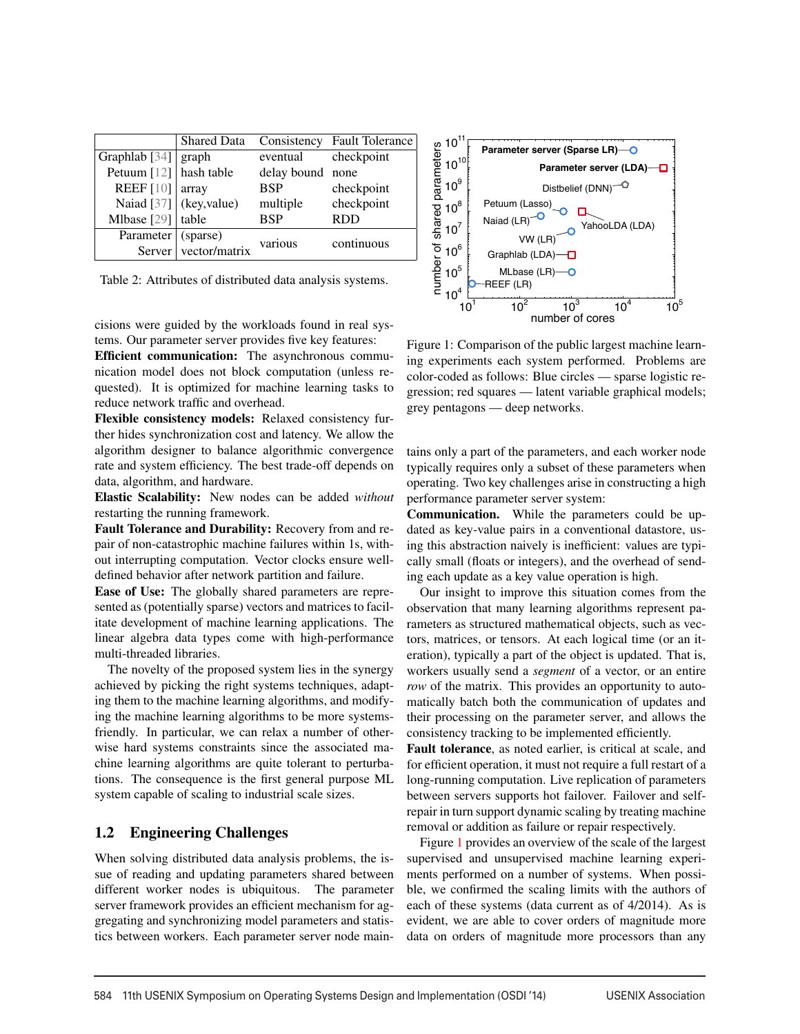|  | Shared Data | Consistency | Fault Tolerance |
|---|---|---|---|
| Graphlab [34] | graph | eventual | checkpoint |
| Petuum [12] | hash table | delay bound | none |
| REEF [10] | array | BSP | checkpoint |
| Naiad [37] | (key,value) | multiple | checkpoint |
| Mlbase [29] | table | BSP | RDD |
| Parameter Server | (sparse) vector/matrix | various | continuous |

Table 2: Attributes of distributed data analysis systems.

Figure 1: Comparison of the public largest machine learning experiments each system performed. Problems are color-coded as follows: Blue circles — sparse logistic regression; red squares — latent variable graphical models; grey pentagons — deep networks.

cisions were guided by the workloads found in real systems. Our parameter server provides five key features:

**Efficient communication:** The asynchronous communication model does not block computation (unless requested). It is optimized for machine learning tasks to reduce network traffic and overhead.

**Flexible consistency models:** Relaxed consistency further hides synchronization cost and latency. We allow the algorithm designer to balance algorithmic convergence rate and system efficiency. The best trade-off depends on data, algorithm, and hardware.

**Elastic Scalability:** New nodes can be added *without* restarting the running framework.

**Fault Tolerance and Durability:** Recovery from and repair of non-catastrophic machine failures within 1s, without interrupting computation. Vector clocks ensure well-defined behavior after network partition and failure.

**Ease of Use:** The globally shared parameters are represented as (potentially sparse) vectors and matrices to facilitate development of machine learning applications. The linear algebra data types come with high-performance multi-threaded libraries.

The novelty of the proposed system lies in the synergy achieved by picking the right systems techniques, adapting them to the machine learning algorithms, and modifying the machine learning algorithms to be more systems-friendly. In particular, we can relax a number of otherwise hard systems constraints since the associated machine learning algorithms are quite tolerant to perturbations. The consequence is the first general purpose ML system capable of scaling to industrial scale sizes.

## 1.2 Engineering Challenges

When solving distributed data analysis problems, the issue of reading and updating parameters shared between different worker nodes is ubiquitous. The parameter server framework provides an efficient mechanism for aggregating and synchronizing model parameters and statistics between workers. Each parameter server node maintains only a part of the parameters, and each worker node typically requires only a subset of these parameters when operating. Two key challenges arise in constructing a high performance parameter server system:

**Communication.** While the parameters could be updated as key-value pairs in a conventional datastore, using this abstraction naively is inefficient: values are typically small (floats or integers), and the overhead of sending each update as a key value operation is high.

Our insight to improve this situation comes from the observation that many learning algorithms represent parameters as structured mathematical objects, such as vectors, matrices, or tensors. At each logical time (or an iteration), typically a part of the object is updated. That is, workers usually send a *segment* of a vector, or an entire *row* of the matrix. This provides an opportunity to automatically batch both the communication of updates and their processing on the parameter server, and allows the consistency tracking to be implemented efficiently.

**Fault tolerance**, as noted earlier, is critical at scale, and for efficient operation, it must not require a full restart of a long-running computation. Live replication of parameters between servers supports hot failover. Failover and self-repair in turn support dynamic scaling by treating machine removal or addition as failure or repair respectively.

Figure 1 provides an overview of the scale of the largest supervised and unsupervised machine learning experiments performed on a number of systems. When possible, we confirmed the scaling limits with the authors of each of these systems (data current as of 4/2014). As is evident, we are able to cover orders of magnitude more data on orders of magnitude more processors than any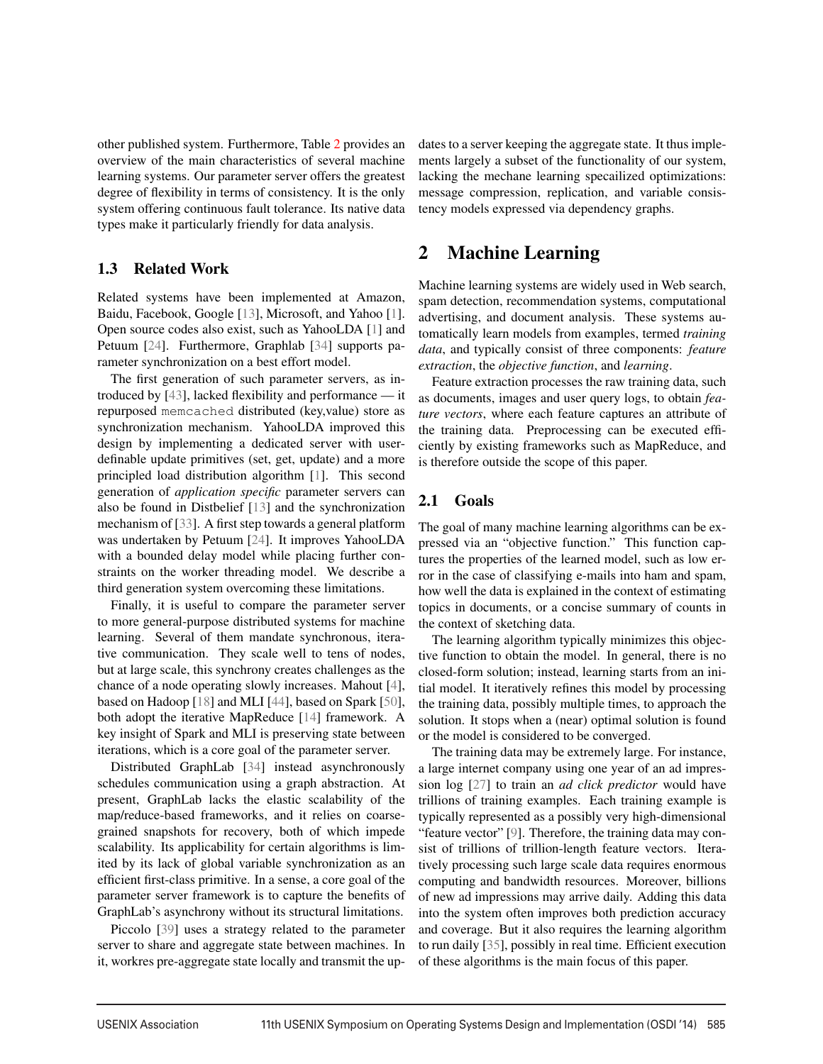other published system. Furthermore, Table 2 provides an overview of the main characteristics of several machine learning systems. Our parameter server offers the greatest degree of flexibility in terms of consistency. It is the only system offering continuous fault tolerance. Its native data types make it particularly friendly for data analysis.

### 1.3 Related Work

Related systems have been implemented at Amazon, Baidu, Facebook, Google [13], Microsoft, and Yahoo [1]. Open source codes also exist, such as YahooLDA [1] and Petuum [24]. Furthermore, Graphlab [34] supports parameter synchronization on a best effort model.

The first generation of such parameter servers, as introduced by [43], lacked flexibility and performance — it repurposed `memcached` distributed (key,value) store as synchronization mechanism. YahooLDA improved this design by implementing a dedicated server with user-definable update primitives (set, get, update) and a more principled load distribution algorithm [1]. This second generation of *application specific* parameter servers can also be found in Distbelief [13] and the synchronization mechanism of [33]. A first step towards a general platform was undertaken by Petuum [24]. It improves YahooLDA with a bounded delay model while placing further constraints on the worker threading model. We describe a third generation system overcoming these limitations.

Finally, it is useful to compare the parameter server to more general-purpose distributed systems for machine learning. Several of them mandate synchronous, iterative communication. They scale well to tens of nodes, but at large scale, this synchrony creates challenges as the chance of a node operating slowly increases. Mahout [4], based on Hadoop [18] and MLI [44], based on Spark [50], both adopt the iterative MapReduce [14] framework. A key insight of Spark and MLI is preserving state between iterations, which is a core goal of the parameter server.

Distributed GraphLab [34] instead asynchronously schedules communication using a graph abstraction. At present, GraphLab lacks the elastic scalability of the map/reduce-based frameworks, and it relies on coarse-grained snapshots for recovery, both of which impede scalability. Its applicability for certain algorithms is limited by its lack of global variable synchronization as an efficient first-class primitive. In a sense, a core goal of the parameter server framework is to capture the benefits of GraphLab's asynchrony without its structural limitations.

Piccolo [39] uses a strategy related to the parameter server to share and aggregate state between machines. In it, workres pre-aggregate state locally and transmit the updates to a server keeping the aggregate state. It thus implements largely a subset of the functionality of our system, lacking the mechane learning specailized optimizations: message compression, replication, and variable consistency models expressed via dependency graphs.

## 2 Machine Learning

Machine learning systems are widely used in Web search, spam detection, recommendation systems, computational advertising, and document analysis. These systems automatically learn models from examples, termed *training data*, and typically consist of three components: *feature extraction*, the *objective function*, and *learning*.

Feature extraction processes the raw training data, such as documents, images and user query logs, to obtain *feature vectors*, where each feature captures an attribute of the training data. Preprocessing can be executed efficiently by existing frameworks such as MapReduce, and is therefore outside the scope of this paper.

### 2.1 Goals

The goal of many machine learning algorithms can be expressed via an "objective function." This function captures the properties of the learned model, such as low error in the case of classifying e-mails into ham and spam, how well the data is explained in the context of estimating topics in documents, or a concise summary of counts in the context of sketching data.

The learning algorithm typically minimizes this objective function to obtain the model. In general, there is no closed-form solution; instead, learning starts from an initial model. It iteratively refines this model by processing the training data, possibly multiple times, to approach the solution. It stops when a (near) optimal solution is found or the model is considered to be converged.

The training data may be extremely large. For instance, a large internet company using one year of an ad impression log [27] to train an *ad click predictor* would have trillions of training examples. Each training example is typically represented as a possibly very high-dimensional "feature vector" [9]. Therefore, the training data may consist of trillions of trillion-length feature vectors. Iteratively processing such large scale data requires enormous computing and bandwidth resources. Moreover, billions of new ad impressions may arrive daily. Adding this data into the system often improves both prediction accuracy and coverage. But it also requires the learning algorithm to run daily [35], possibly in real time. Efficient execution of these algorithms is the main focus of this paper.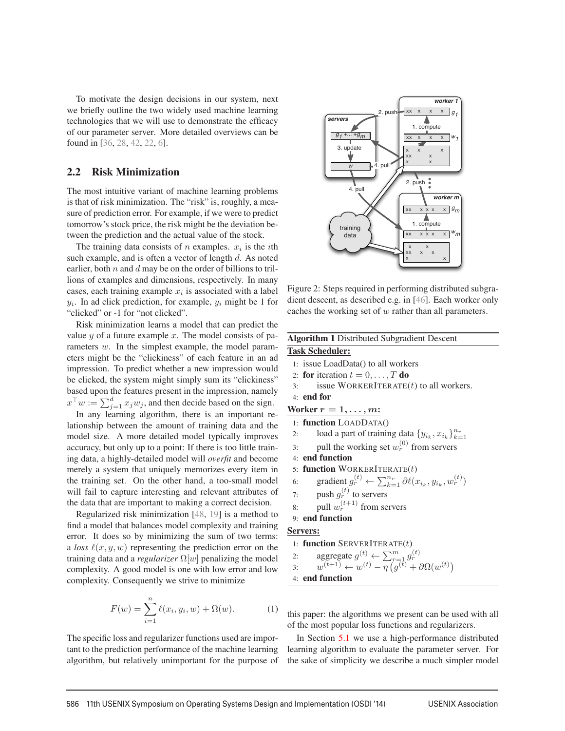To motivate the design decisions in our system, next we briefly outline the two widely used machine learning technologies that we will use to demonstrate the efficacy of our parameter server. More detailed overviews can be found in [36, 28, 42, 22, 6].

## 2.2 Risk Minimization

The most intuitive variant of machine learning problems is that of risk minimization. The "risk" is, roughly, a measure of prediction error. For example, if we were to predict tomorrow's stock price, the risk might be the deviation between the prediction and the actual value of the stock.

The training data consists of $n$ examples. $x_i$ is the $i$th such example, and is often a vector of length $d$. As noted earlier, both $n$ and $d$ may be on the order of billions to trillions of examples and dimensions, respectively. In many cases, each training example $x_i$ is associated with a label $y_i$. In ad click prediction, for example, $y_i$ might be 1 for "clicked" or -1 for "not clicked".

Risk minimization learns a model that can predict the value $y$ of a future example $x$. The model consists of parameters $w$. In the simplest example, the model parameters might be the "clickiness" of each feature in an ad impression. To predict whether a new impression would be clicked, the system might simply sum its "clickiness" based upon the features present in the impression, namely $x^\top w := \sum_{j=1}^d x_j w_j$, and then decide based on the sign.

In any learning algorithm, there is an important relationship between the amount of training data and the model size. A more detailed model typically improves accuracy, but only up to a point: If there is too little training data, a highly-detailed model will *overfit* and become merely a system that uniquely memorizes every item in the training set. On the other hand, a too-small model will fail to capture interesting and relevant attributes of the data that are important to making a correct decision.

Regularized risk minimization [48, 19] is a method to find a model that balances model complexity and training error. It does so by minimizing the sum of two terms: a *loss* $\ell(x, y, w)$ representing the prediction error on the training data and a *regularizer* $\Omega[w]$ penalizing the model complexity. A good model is one with low error and low complexity. Consequently we strive to minimize

$$F(w) = \sum_{i=1}^{n} \ell(x_i, y_i, w) + \Omega(w). \tag{1}$$

The specific loss and regularizer functions used are important to the prediction performance of the machine learning algorithm, but relatively unimportant for the purpose of this paper: the algorithms we present can be used with all of the most popular loss functions and regularizers.

In Section 5.1 we use a high-performance distributed learning algorithm to evaluate the parameter server. For the sake of simplicity we describe a much simpler model

Figure 2: Steps required in performing distributed subgradient descent, as described e.g. in [46]. Each worker only caches the working set of $w$ rather than all parameters.

**Algorithm 1** Distributed Subgradient Descent

**Task Scheduler:**

1: issue LoadData() to all workers
2: **for** iteration $t = 0, \ldots, T$ **do**
3: &nbsp;&nbsp;&nbsp;&nbsp;issue WorkerIterate($t$) to all workers.
4: **end for**

**Worker $r = 1, \ldots, m$:**

1: **function** LoadData()
2: &nbsp;&nbsp;&nbsp;&nbsp;load a part of training data $\{y_{i_k}, x_{i_k}\}_{k=1}^{n_r}$
3: &nbsp;&nbsp;&nbsp;&nbsp;pull the working set $w_r^{(0)}$ from servers
4: **end function**
5: **function** WorkerIterate($t$)
6: &nbsp;&nbsp;&nbsp;&nbsp;gradient $g_r^{(t)} \leftarrow \sum_{k=1}^{n_r} \partial \ell(x_{i_k}, y_{i_k}, w_r^{(t)})$
7: &nbsp;&nbsp;&nbsp;&nbsp;push $g_r^{(t)}$ to servers
8: &nbsp;&nbsp;&nbsp;&nbsp;pull $w_r^{(t+1)}$ from servers
9: **end function**

**Servers:**

1: **function** ServerIterate($t$)
2: &nbsp;&nbsp;&nbsp;&nbsp;aggregate $g^{(t)} \leftarrow \sum_{r=1}^{m} g_r^{(t)}$
3: &nbsp;&nbsp;&nbsp;&nbsp;$w^{(t+1)} \leftarrow w^{(t)} - \eta \left(g^{(t)} + \partial\Omega(w^{(t)}\right)$
4: **end function**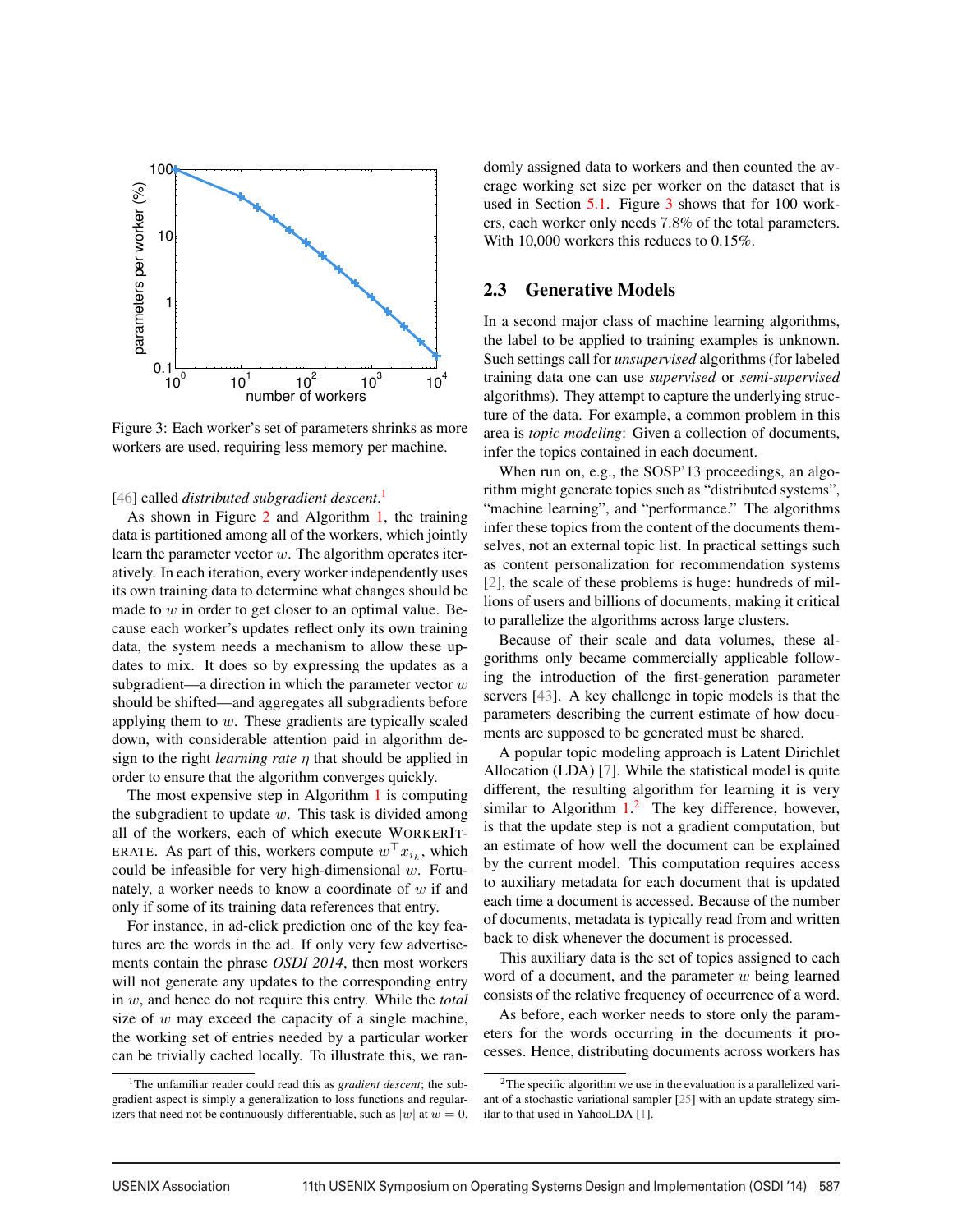Figure 3: Each worker's set of parameters shrinks as more workers are used, requiring less memory per machine.

[46] called *distributed subgradient descent*.[1]

As shown in Figure 2 and Algorithm 1, the training data is partitioned among all of the workers, which jointly learn the parameter vector $w$. The algorithm operates iteratively. In each iteration, every worker independently uses its own training data to determine what changes should be made to $w$ in order to get closer to an optimal value. Because each worker's updates reflect only its own training data, the system needs a mechanism to allow these updates to mix. It does so by expressing the updates as a subgradient—a direction in which the parameter vector $w$ should be shifted—and aggregates all subgradients before applying them to $w$. These gradients are typically scaled down, with considerable attention paid in algorithm design to the right *learning rate* $\eta$ that should be applied in order to ensure that the algorithm converges quickly.

The most expensive step in Algorithm 1 is computing the subgradient to update $w$. This task is divided among all of the workers, each of which execute WORKERITERATE. As part of this, workers compute $w^\top x_{i_k}$, which could be infeasible for very high-dimensional $w$. Fortunately, a worker needs to know a coordinate of $w$ if and only if some of its training data references that entry.

For instance, in ad-click prediction one of the key features are the words in the ad. If only very few advertisements contain the phrase *OSDI 2014*, then most workers will not generate any updates to the corresponding entry in $w$, and hence do not require this entry. While the *total* size of $w$ may exceed the capacity of a single machine, the working set of entries needed by a particular worker can be trivially cached locally. To illustrate this, we randomly assigned data to workers and then counted the average working set size per worker on the dataset that is used in Section 5.1. Figure 3 shows that for 100 workers, each worker only needs 7.8% of the total parameters. With 10,000 workers this reduces to 0.15%.

## 2.3 Generative Models

In a second major class of machine learning algorithms, the label to be applied to training examples is unknown. Such settings call for *unsupervised* algorithms (for labeled training data one can use *supervised* or *semi-supervised* algorithms). They attempt to capture the underlying structure of the data. For example, a common problem in this area is *topic modeling*: Given a collection of documents, infer the topics contained in each document.

When run on, e.g., the SOSP'13 proceedings, an algorithm might generate topics such as "distributed systems", "machine learning", and "performance." The algorithms infer these topics from the content of the documents themselves, not an external topic list. In practical settings such as content personalization for recommendation systems [2], the scale of these problems is huge: hundreds of millions of users and billions of documents, making it critical to parallelize the algorithms across large clusters.

Because of their scale and data volumes, these algorithms only became commercially applicable following the introduction of the first-generation parameter servers [43]. A key challenge in topic models is that the parameters describing the current estimate of how documents are supposed to be generated must be shared.

A popular topic modeling approach is Latent Dirichlet Allocation (LDA) [7]. While the statistical model is quite different, the resulting algorithm for learning it is very similar to Algorithm 1.[2] The key difference, however, is that the update step is not a gradient computation, but an estimate of how well the document can be explained by the current model. This computation requires access to auxiliary metadata for each document that is updated each time a document is accessed. Because of the number of documents, metadata is typically read from and written back to disk whenever the document is processed.

This auxiliary data is the set of topics assigned to each word of a document, and the parameter $w$ being learned consists of the relative frequency of occurrence of a word.

As before, each worker needs to store only the parameters for the words occurring in the documents it processes. Hence, distributing documents across workers has

[1] The unfamiliar reader could read this as *gradient descent*; the subgradient aspect is simply a generalization to loss functions and regularizers that need not be continuously differentiable, such as $|w|$ at $w = 0$.

[2] The specific algorithm we use in the evaluation is a parallelized variant of a stochastic variational sampler [25] with an update strategy similar to that used in YahooLDA [1].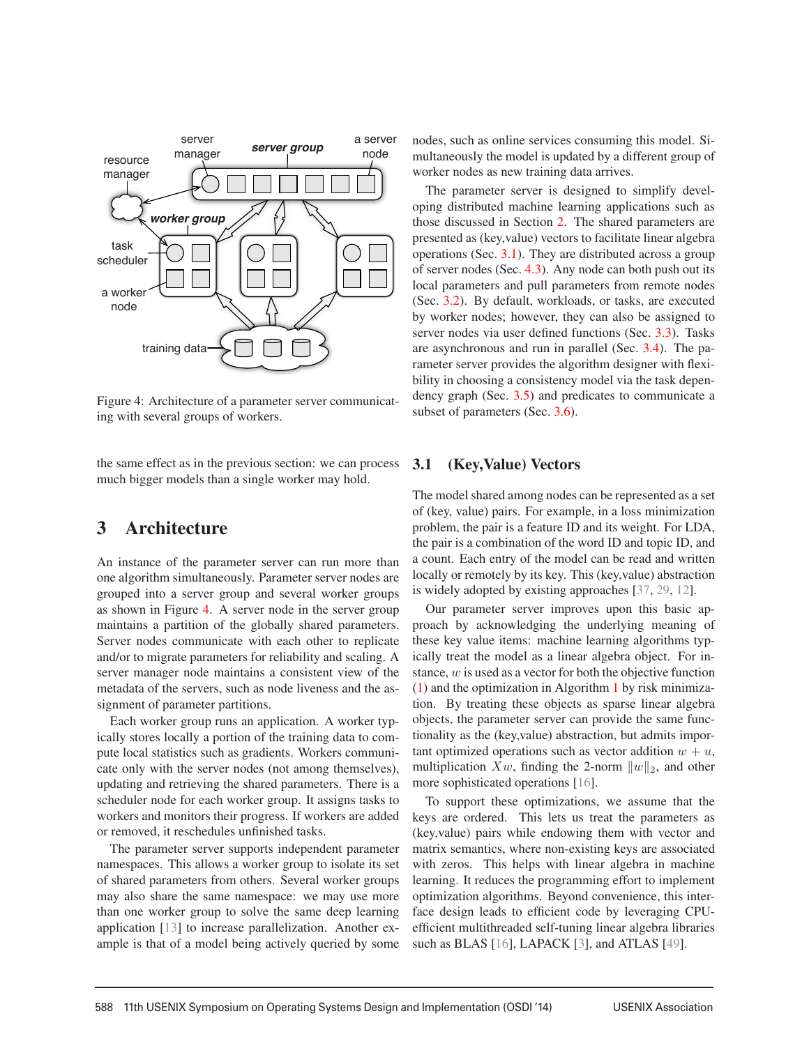Figure 4: Architecture of a parameter server communicating with several groups of workers.

the same effect as in the previous section: we can process much bigger models than a single worker may hold.

# 3 Architecture

An instance of the parameter server can run more than one algorithm simultaneously. Parameter server nodes are grouped into a server group and several worker groups as shown in Figure 4. A server node in the server group maintains a partition of the globally shared parameters. Server nodes communicate with each other to replicate and/or to migrate parameters for reliability and scaling. A server manager node maintains a consistent view of the metadata of the servers, such as node liveness and the assignment of parameter partitions.

Each worker group runs an application. A worker typically stores locally a portion of the training data to compute local statistics such as gradients. Workers communicate only with the server nodes (not among themselves), updating and retrieving the shared parameters. There is a scheduler node for each worker group. It assigns tasks to workers and monitors their progress. If workers are added or removed, it reschedules unfinished tasks.

The parameter server supports independent parameter namespaces. This allows a worker group to isolate its set of shared parameters from others. Several worker groups may also share the same namespace: we may use more than one worker group to solve the same deep learning application [13] to increase parallelization. Another example is that of a model being actively queried by some nodes, such as online services consuming this model. Simultaneously the model is updated by a different group of worker nodes as new training data arrives.

The parameter server is designed to simplify developing distributed machine learning applications such as those discussed in Section 2. The shared parameters are presented as (key,value) vectors to facilitate linear algebra operations (Sec. 3.1). They are distributed across a group of server nodes (Sec. 4.3). Any node can both push out its local parameters and pull parameters from remote nodes (Sec. 3.2). By default, workloads, or tasks, are executed by worker nodes; however, they can also be assigned to server nodes via user defined functions (Sec. 3.3). Tasks are asynchronous and run in parallel (Sec. 3.4). The parameter server provides the algorithm designer with flexibility in choosing a consistency model via the task dependency graph (Sec. 3.5) and predicates to communicate a subset of parameters (Sec. 3.6).

## 3.1 (Key,Value) Vectors

The model shared among nodes can be represented as a set of (key, value) pairs. For example, in a loss minimization problem, the pair is a feature ID and its weight. For LDA, the pair is a combination of the word ID and topic ID, and a count. Each entry of the model can be read and written locally or remotely by its key. This (key,value) abstraction is widely adopted by existing approaches [37, 29, 12].

Our parameter server improves upon this basic approach by acknowledging the underlying meaning of these key value items: machine learning algorithms typically treat the model as a linear algebra object. For instance, $w$ is used as a vector for both the objective function (1) and the optimization in Algorithm 1 by risk minimization. By treating these objects as sparse linear algebra objects, the parameter server can provide the same functionality as the (key,value) abstraction, but admits important optimized operations such as vector addition $w + u$, multiplication $Xw$, finding the 2-norm $\|w\|_2$, and other more sophisticated operations [16].

To support these optimizations, we assume that the keys are ordered. This lets us treat the parameters as (key,value) pairs while endowing them with vector and matrix semantics, where non-existing keys are associated with zeros. This helps with linear algebra in machine learning. It reduces the programming effort to implement optimization algorithms. Beyond convenience, this interface design leads to efficient code by leveraging CPU-efficient multithreaded self-tuning linear algebra libraries such as BLAS [16], LAPACK [3], and ATLAS [49].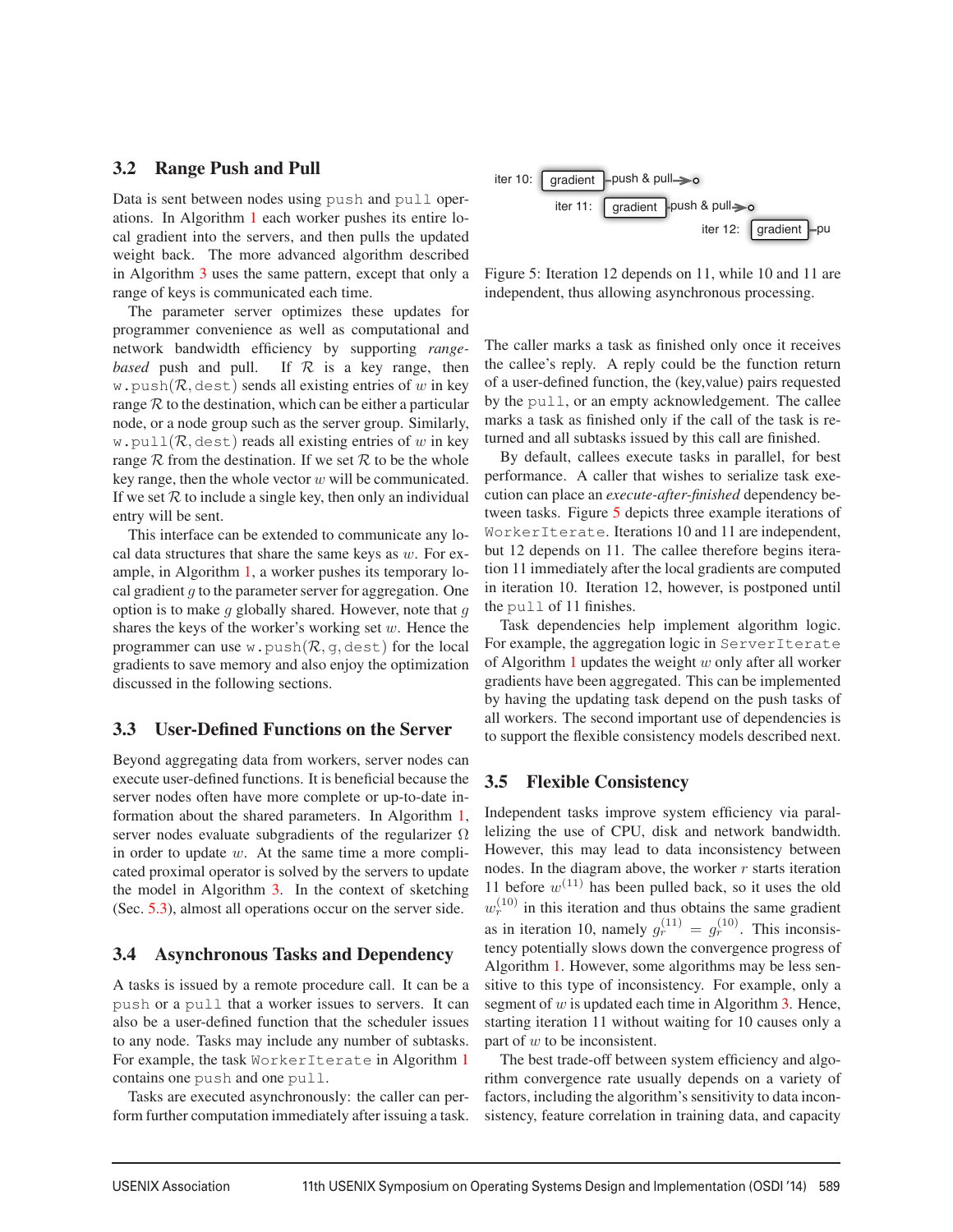## 3.2 Range Push and Pull

Data is sent between nodes using `push` and `pull` operations. In Algorithm 1 each worker pushes its entire local gradient into the servers, and then pulls the updated weight back. The more advanced algorithm described in Algorithm 3 uses the same pattern, except that only a range of keys is communicated each time.

The parameter server optimizes these updates for programmer convenience as well as computational and network bandwidth efficiency by supporting *range-based* push and pull. If $\mathcal{R}$ is a key range, then $\texttt{w.push}(\mathcal{R}, \texttt{dest})$ sends all existing entries of $w$ in key range $\mathcal{R}$ to the destination, which can be either a particular node, or a node group such as the server group. Similarly, $\texttt{w.pull}(\mathcal{R}, \texttt{dest})$ reads all existing entries of $w$ in key range $\mathcal{R}$ from the destination. If we set $\mathcal{R}$ to be the whole key range, then the whole vector $w$ will be communicated. If we set $\mathcal{R}$ to include a single key, then only an individual entry will be sent.

This interface can be extended to communicate any local data structures that share the same keys as $w$. For example, in Algorithm 1, a worker pushes its temporary local gradient $g$ to the parameter server for aggregation. One option is to make $g$ globally shared. However, note that $g$ shares the keys of the worker's working set $w$. Hence the programmer can use $\texttt{w.push}(\mathcal{R}, \texttt{g}, \texttt{dest})$ for the local gradients to save memory and also enjoy the optimization discussed in the following sections.

## 3.3 User-Defined Functions on the Server

Beyond aggregating data from workers, server nodes can execute user-defined functions. It is beneficial because the server nodes often have more complete or up-to-date information about the shared parameters. In Algorithm 1, server nodes evaluate subgradients of the regularizer $\Omega$ in order to update $w$. At the same time a more complicated proximal operator is solved by the servers to update the model in Algorithm 3. In the context of sketching (Sec. 5.3), almost all operations occur on the server side.

## 3.4 Asynchronous Tasks and Dependency

A tasks is issued by a remote procedure call. It can be a `push` or a `pull` that a worker issues to servers. It can also be a user-defined function that the scheduler issues to any node. Tasks may include any number of subtasks. For example, the task `WorkerIterate` in Algorithm 1 contains one `push` and one `pull`.

Tasks are executed asynchronously: the caller can perform further computation immediately after issuing a task.

Figure 5: Iteration 12 depends on 11, while 10 and 11 are independent, thus allowing asynchronous processing.

The caller marks a task as finished only once it receives the callee's reply. A reply could be the function return of a user-defined function, the (key,value) pairs requested by the `pull`, or an empty acknowledgement. The callee marks a task as finished only if the call of the task is returned and all subtasks issued by this call are finished.

By default, callees execute tasks in parallel, for best performance. A caller that wishes to serialize task execution can place an *execute-after-finished* dependency between tasks. Figure 5 depicts three example iterations of `WorkerIterate`. Iterations 10 and 11 are independent, but 12 depends on 11. The callee therefore begins iteration 11 immediately after the local gradients are computed in iteration 10. Iteration 12, however, is postponed until the `pull` of 11 finishes.

Task dependencies help implement algorithm logic. For example, the aggregation logic in `ServerIterate` of Algorithm 1 updates the weight $w$ only after all worker gradients have been aggregated. This can be implemented by having the updating task depend on the push tasks of all workers. The second important use of dependencies is to support the flexible consistency models described next.

## 3.5 Flexible Consistency

Independent tasks improve system efficiency via parallelizing the use of CPU, disk and network bandwidth. However, this may lead to data inconsistency between nodes. In the diagram above, the worker $r$ starts iteration 11 before $w^{(11)}$ has been pulled back, so it uses the old $w_r^{(10)}$ in this iteration and thus obtains the same gradient as in iteration 10, namely $g_r^{(11)} = g_r^{(10)}$. This inconsistency potentially slows down the convergence progress of Algorithm 1. However, some algorithms may be less sensitive to this type of inconsistency. For example, only a segment of $w$ is updated each time in Algorithm 3. Hence, starting iteration 11 without waiting for 10 causes only a part of $w$ to be inconsistent.

The best trade-off between system efficiency and algorithm convergence rate usually depends on a variety of factors, including the algorithm's sensitivity to data inconsistency, feature correlation in training data, and capacity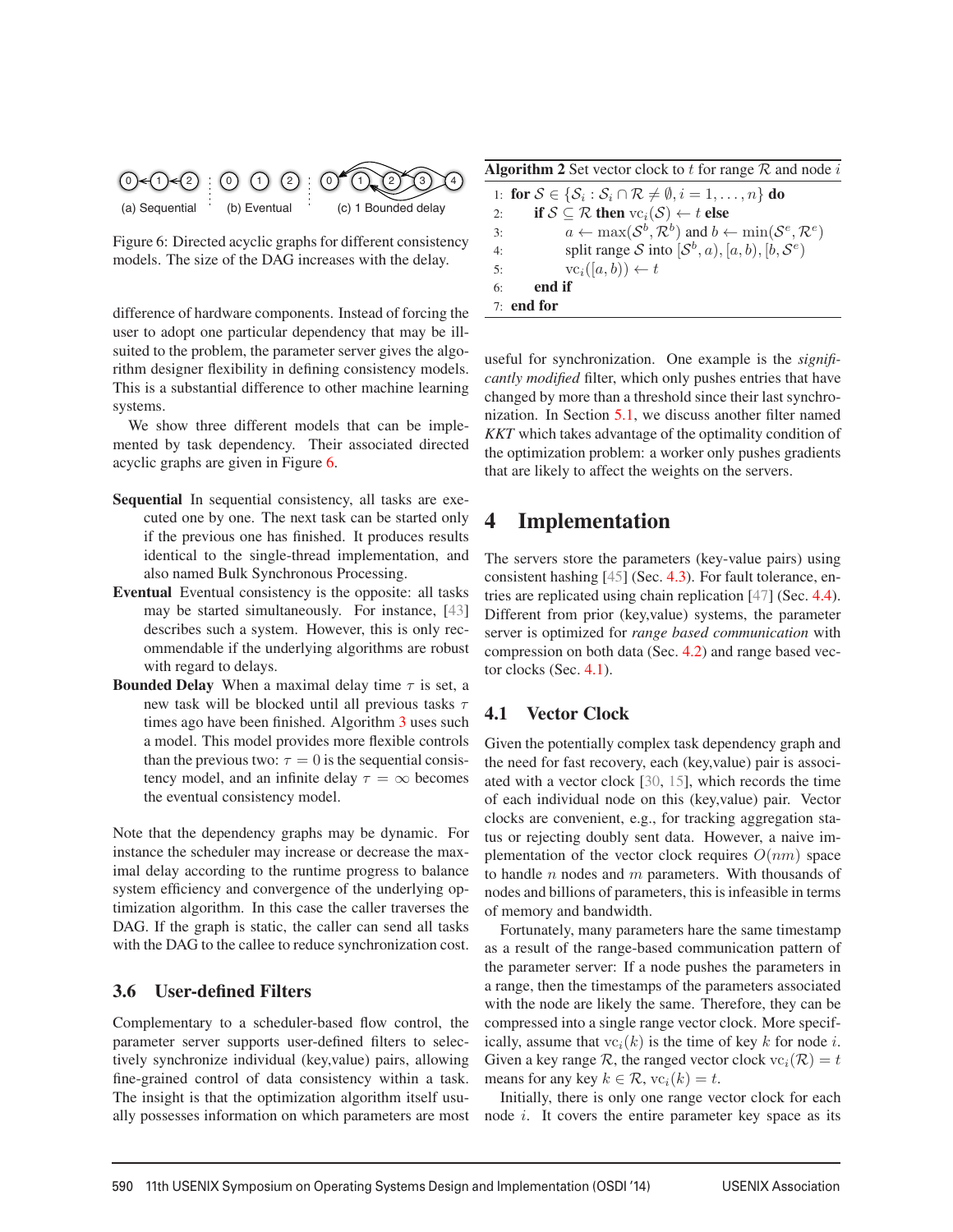(a) Sequential (b) Eventual (c) 1 Bounded delay

Figure 6: Directed acyclic graphs for different consistency models. The size of the DAG increases with the delay.

difference of hardware components. Instead of forcing the user to adopt one particular dependency that may be ill-suited to the problem, the parameter server gives the algorithm designer flexibility in defining consistency models. This is a substantial difference to other machine learning systems.

We show three different models that can be implemented by task dependency. Their associated directed acyclic graphs are given in Figure 6.

**Sequential** In sequential consistency, all tasks are executed one by one. The next task can be started only if the previous one has finished. It produces results identical to the single-thread implementation, and also named Bulk Synchronous Processing.

**Eventual** Eventual consistency is the opposite: all tasks may be started simultaneously. For instance, [43] describes such a system. However, this is only recommendable if the underlying algorithms are robust with regard to delays.

**Bounded Delay** When a maximal delay time $\tau$ is set, a new task will be blocked until all previous tasks $\tau$ times ago have been finished. Algorithm 3 uses such a model. This model provides more flexible controls than the previous two: $\tau = 0$ is the sequential consistency model, and an infinite delay $\tau = \infty$ becomes the eventual consistency model.

Note that the dependency graphs may be dynamic. For instance the scheduler may increase or decrease the maximal delay according to the runtime progress to balance system efficiency and convergence of the underlying optimization algorithm. In this case the caller traverses the DAG. If the graph is static, the caller can send all tasks with the DAG to the callee to reduce synchronization cost.

### 3.6 User-defined Filters

Complementary to a scheduler-based flow control, the parameter server supports user-defined filters to selectively synchronize individual (key,value) pairs, allowing fine-grained control of data consistency within a task. The insight is that the optimization algorithm itself usually possesses information on which parameters are most useful for synchronization. One example is the *significantly modified* filter, which only pushes entries that have changed by more than a threshold since their last synchronization. In Section 5.1, we discuss another filter named *KKT* which takes advantage of the optimality condition of the optimization problem: a worker only pushes gradients that are likely to affect the weights on the servers.

**Algorithm 2** Set vector clock to $t$ for range $\mathcal{R}$ and node $i$

```
1: for S ∈ {S_i : S_i ∩ R ≠ ∅, i = 1,...,n} do
2:     if S ⊆ R then vc_i(S) ← t else
3:         a ← max(S^b, R^b) and b ← min(S^e, R^e)
4:         split range S into [S^b, a), [a, b), [b, S^e)
5:         vc_i([a, b)) ← t
6:     end if
7: end for
```

## 4 Implementation

The servers store the parameters (key-value pairs) using consistent hashing [45] (Sec. 4.3). For fault tolerance, entries are replicated using chain replication [47] (Sec. 4.4). Different from prior (key,value) systems, the parameter server is optimized for *range based communication* with compression on both data (Sec. 4.2) and range based vector clocks (Sec. 4.1).

### 4.1 Vector Clock

Given the potentially complex task dependency graph and the need for fast recovery, each (key,value) pair is associated with a vector clock [30, 15], which records the time of each individual node on this (key,value) pair. Vector clocks are convenient, e.g., for tracking aggregation status or rejecting doubly sent data. However, a naive implementation of the vector clock requires $O(nm)$ space to handle $n$ nodes and $m$ parameters. With thousands of nodes and billions of parameters, this is infeasible in terms of memory and bandwidth.

Fortunately, many parameters hare the same timestamp as a result of the range-based communication pattern of the parameter server: If a node pushes the parameters in a range, then the timestamps of the parameters associated with the node are likely the same. Therefore, they can be compressed into a single range vector clock. More specifically, assume that $\mathrm{vc}_i(k)$ is the time of key $k$ for node $i$. Given a key range $\mathcal{R}$, the ranged vector clock $\mathrm{vc}_i(\mathcal{R}) = t$ means for any key $k \in \mathcal{R}$, $\mathrm{vc}_i(k) = t$.

Initially, there is only one range vector clock for each node $i$. It covers the entire parameter key space as its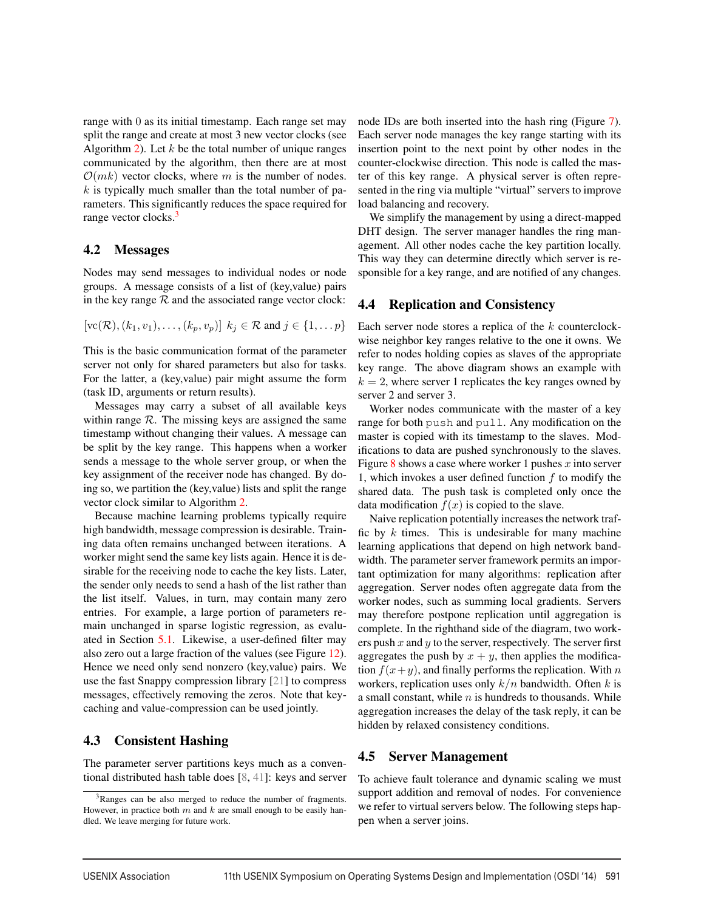range with 0 as its initial timestamp. Each range set may split the range and create at most 3 new vector clocks (see Algorithm 2). Let $k$ be the total number of unique ranges communicated by the algorithm, then there are at most $\mathcal{O}(mk)$ vector clocks, where $m$ is the number of nodes. $k$ is typically much smaller than the total number of parameters. This significantly reduces the space required for range vector clocks.[3]

## 4.2 Messages

Nodes may send messages to individual nodes or node groups. A message consists of a list of (key,value) pairs in the key range $\mathcal{R}$ and the associated range vector clock:

$$[\text{vc}(\mathcal{R}), (k_1, v_1), \ldots, (k_p, v_p)] \;\; k_j \in \mathcal{R} \text{ and } j \in \{1, \ldots p\}$$

This is the basic communication format of the parameter server not only for shared parameters but also for tasks. For the latter, a (key,value) pair might assume the form (task ID, arguments or return results).

Messages may carry a subset of all available keys within range $\mathcal{R}$. The missing keys are assigned the same timestamp without changing their values. A message can be split by the key range. This happens when a worker sends a message to the whole server group, or when the key assignment of the receiver node has changed. By doing so, we partition the (key,value) lists and split the range vector clock similar to Algorithm 2.

Because machine learning problems typically require high bandwidth, message compression is desirable. Training data often remains unchanged between iterations. A worker might send the same key lists again. Hence it is desirable for the receiving node to cache the key lists. Later, the sender only needs to send a hash of the list rather than the list itself. Values, in turn, may contain many zero entries. For example, a large portion of parameters remain unchanged in sparse logistic regression, as evaluated in Section 5.1. Likewise, a user-defined filter may also zero out a large fraction of the values (see Figure 12). Hence we need only send nonzero (key,value) pairs. We use the fast Snappy compression library [21] to compress messages, effectively removing the zeros. Note that key-caching and value-compression can be used jointly.

## 4.3 Consistent Hashing

The parameter server partitions keys much as a conventional distributed hash table does [8, 41]: keys and server node IDs are both inserted into the hash ring (Figure 7). Each server node manages the key range starting with its insertion point to the next point by other nodes in the counter-clockwise direction. This node is called the master of this key range. A physical server is often represented in the ring via multiple "virtual" servers to improve load balancing and recovery.

We simplify the management by using a direct-mapped DHT design. The server manager handles the ring management. All other nodes cache the key partition locally. This way they can determine directly which server is responsible for a key range, and are notified of any changes.

## 4.4 Replication and Consistency

Each server node stores a replica of the $k$ counterclockwise neighbor key ranges relative to the one it owns. We refer to nodes holding copies as slaves of the appropriate key range. The above diagram shows an example with $k = 2$, where server 1 replicates the key ranges owned by server 2 and server 3.

Worker nodes communicate with the master of a key range for both `push` and `pull`. Any modification on the master is copied with its timestamp to the slaves. Modifications to data are pushed synchronously to the slaves. Figure 8 shows a case where worker 1 pushes $x$ into server 1, which invokes a user defined function $f$ to modify the shared data. The push task is completed only once the data modification $f(x)$ is copied to the slave.

Naive replication potentially increases the network traffic by $k$ times. This is undesirable for many machine learning applications that depend on high network bandwidth. The parameter server framework permits an important optimization for many algorithms: replication after aggregation. Server nodes often aggregate data from the worker nodes, such as summing local gradients. Servers may therefore postpone replication until aggregation is complete. In the righthand side of the diagram, two workers push $x$ and $y$ to the server, respectively. The server first aggregates the push by $x + y$, then applies the modification $f(x+y)$, and finally performs the replication. With $n$ workers, replication uses only $k/n$ bandwidth. Often $k$ is a small constant, while $n$ is hundreds to thousands. While aggregation increases the delay of the task reply, it can be hidden by relaxed consistency conditions.

## 4.5 Server Management

To achieve fault tolerance and dynamic scaling we must support addition and removal of nodes. For convenience we refer to virtual servers below. The following steps happen when a server joins.

[3] Ranges can be also merged to reduce the number of fragments. However, in practice both $m$ and $k$ are small enough to be easily handled. We leave merging for future work.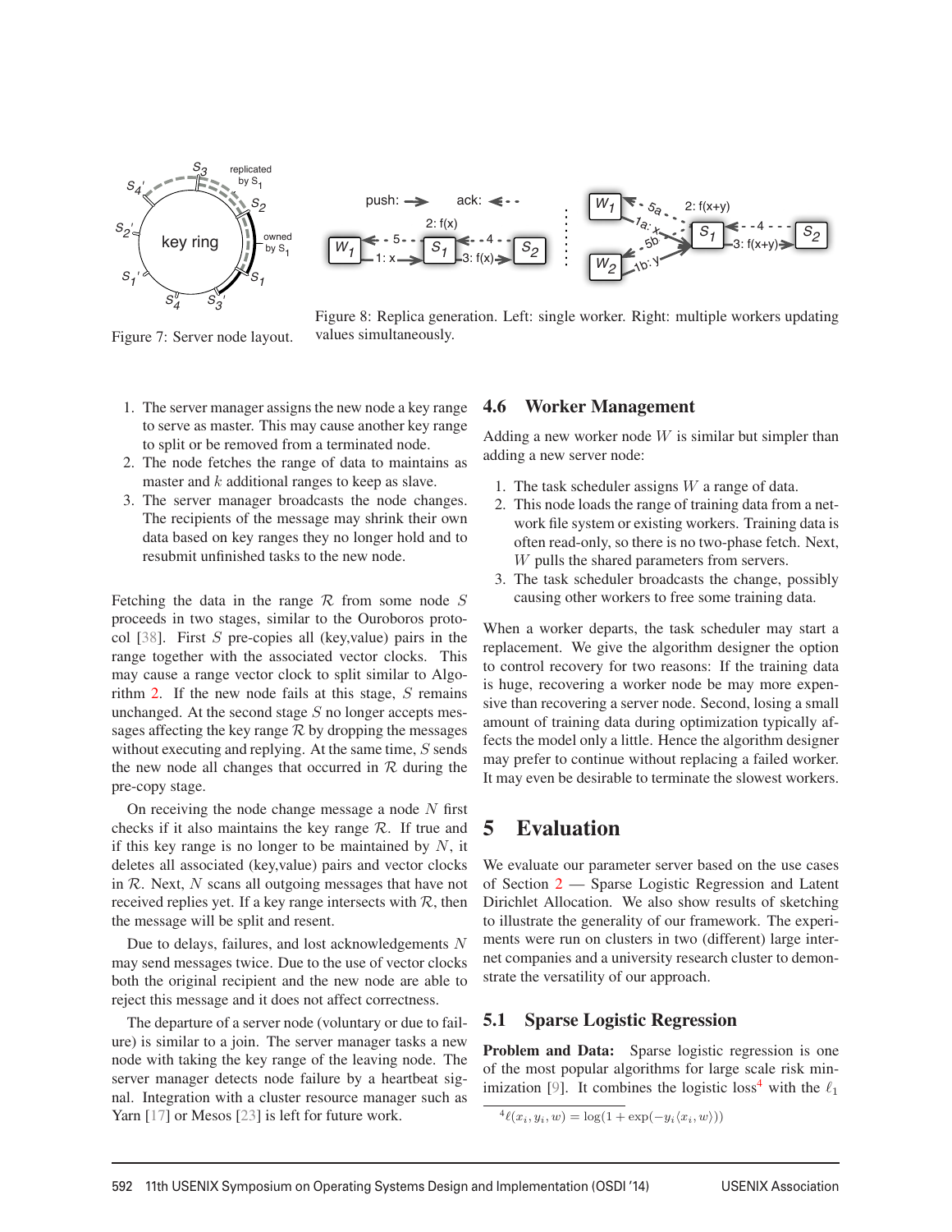Figure 7: Server node layout.

Figure 8: Replica generation. Left: single worker. Right: multiple workers updating values simultaneously.

1. The server manager assigns the new node a key range to serve as master. This may cause another key range to split or be removed from a terminated node.
2. The node fetches the range of data to maintains as master and $k$ additional ranges to keep as slave.
3. The server manager broadcasts the node changes. The recipients of the message may shrink their own data based on key ranges they no longer hold and to resubmit unfinished tasks to the new node.

Fetching the data in the range $\mathcal{R}$ from some node $S$ proceeds in two stages, similar to the Ouroboros protocol [38]. First $S$ pre-copies all (key,value) pairs in the range together with the associated vector clocks. This may cause a range vector clock to split similar to Algorithm 2. If the new node fails at this stage, $S$ remains unchanged. At the second stage $S$ no longer accepts messages affecting the key range $\mathcal{R}$ by dropping the messages without executing and replying. At the same time, $S$ sends the new node all changes that occurred in $\mathcal{R}$ during the pre-copy stage.

On receiving the node change message a node $N$ first checks if it also maintains the key range $\mathcal{R}$. If true and if this key range is no longer to be maintained by $N$, it deletes all associated (key,value) pairs and vector clocks in $\mathcal{R}$. Next, $N$ scans all outgoing messages that have not received replies yet. If a key range intersects with $\mathcal{R}$, then the message will be split and resent.

Due to delays, failures, and lost acknowledgements $N$ may send messages twice. Due to the use of vector clocks both the original recipient and the new node are able to reject this message and it does not affect correctness.

The departure of a server node (voluntary or due to failure) is similar to a join. The server manager tasks a new node with taking the key range of the leaving node. The server manager detects node failure by a heartbeat signal. Integration with a cluster resource manager such as Yarn [17] or Mesos [23] is left for future work.

### 4.6 Worker Management

Adding a new worker node $W$ is similar but simpler than adding a new server node:

1. The task scheduler assigns $W$ a range of data.
2. This node loads the range of training data from a network file system or existing workers. Training data is often read-only, so there is no two-phase fetch. Next, $W$ pulls the shared parameters from servers.
3. The task scheduler broadcasts the change, possibly causing other workers to free some training data.

When a worker departs, the task scheduler may start a replacement. We give the algorithm designer the option to control recovery for two reasons: If the training data is huge, recovering a worker node be may more expensive than recovering a server node. Second, losing a small amount of training data during optimization typically affects the model only a little. Hence the algorithm designer may prefer to continue without replacing a failed worker. It may even be desirable to terminate the slowest workers.

## 5 Evaluation

We evaluate our parameter server based on the use cases of Section 2 — Sparse Logistic Regression and Latent Dirichlet Allocation. We also show results of sketching to illustrate the generality of our framework. The experiments were run on clusters in two (different) large internet companies and a university research cluster to demonstrate the versatility of our approach.

### 5.1 Sparse Logistic Regression

**Problem and Data:** Sparse logistic regression is one of the most popular algorithms for large scale risk minimization [9]. It combines the logistic loss[4] with the $\ell_1$

[4] $\ell(x_i, y_i, w) = \log(1 + \exp(-y_i \langle x_i, w \rangle))$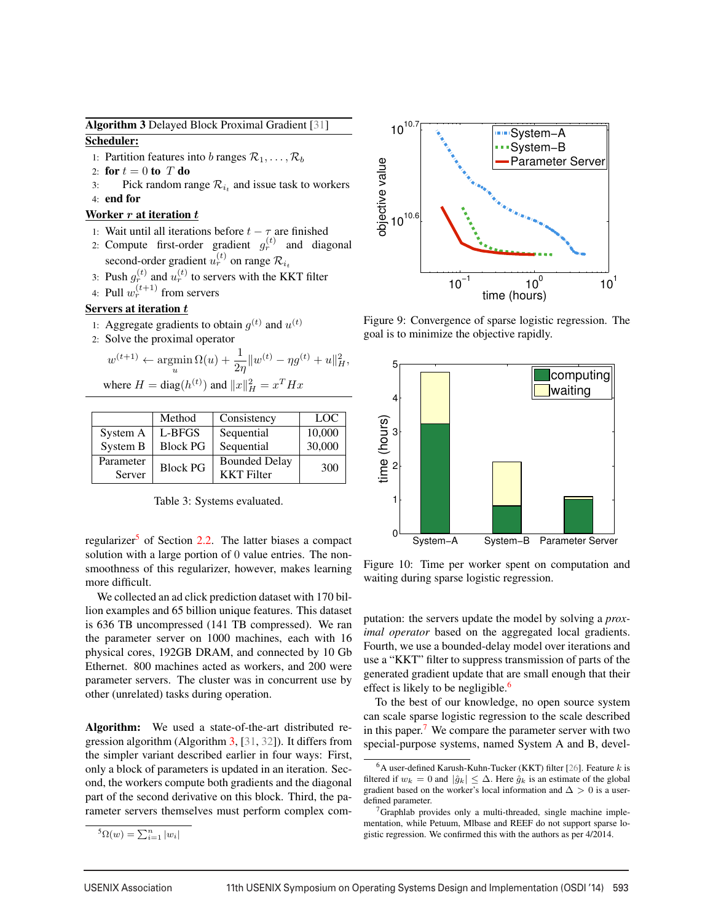**Algorithm 3** Delayed Block Proximal Gradient [31]

**Scheduler:**

1: Partition features into $b$ ranges $\mathcal{R}_1, \ldots, \mathcal{R}_b$
2: **for** $t = 0$ **to** $T$ **do**
3: Pick random range $\mathcal{R}_{i_t}$ and issue task to workers
4: **end for**

**Worker $r$ at iteration $t$**

1: Wait until all iterations before $t - \tau$ are finished
2: Compute first-order gradient $g_r^{(t)}$ and diagonal second-order gradient $u_r^{(t)}$ on range $\mathcal{R}_{i_t}$
3: Push $g_r^{(t)}$ and $u_r^{(t)}$ to servers with the KKT filter
4: Pull $w_r^{(t+1)}$ from servers

**Servers at iteration $t$**

1: Aggregate gradients to obtain $g^{(t)}$ and $u^{(t)}$
2: Solve the proximal operator

$$w^{(t+1)} \leftarrow \underset{u}{\operatorname{argmin}}\, \Omega(u) + \frac{1}{2\eta}\|w^{(t)} - \eta g^{(t)} + u\|_H^2,$$

where $H = \operatorname{diag}(h^{(t)})$ and $\|x\|_H^2 = x^T H x$

| | Method | Consistency | LOC |
|---|---|---|---|
| System A | L-BFGS | Sequential | 10,000 |
| System B | Block PG | Sequential | 30,000 |
| Parameter Server | Block PG | Bounded Delay KKT Filter | 300 |

Table 3: Systems evaluated.

regularizer[5] of Section 2.2. The latter biases a compact solution with a large portion of 0 value entries. The non-smoothness of this regularizer, however, makes learning more difficult.

We collected an ad click prediction dataset with 170 billion examples and 65 billion unique features. This dataset is 636 TB uncompressed (141 TB compressed). We ran the parameter server on 1000 machines, each with 16 physical cores, 192GB DRAM, and connected by 10 Gb Ethernet. 800 machines acted as workers, and 200 were parameter servers. The cluster was in concurrent use by other (unrelated) tasks during operation.

**Algorithm:** We used a state-of-the-art distributed regression algorithm (Algorithm 3, [31, 32]). It differs from the simpler variant described earlier in four ways: First, only a block of parameters is updated in an iteration. Second, the workers compute both gradients and the diagonal part of the second derivative on this block. Third, the parameter servers themselves must perform complex computation: the servers update the model by solving a *proximal operator* based on the aggregated local gradients. Fourth, we use a bounded-delay model over iterations and use a "KKT" filter to suppress transmission of parts of the generated gradient update that are small enough that their effect is likely to be negligible.[6]

To the best of our knowledge, no open source system can scale sparse logistic regression to the scale described in this paper.[7] We compare the parameter server with two special-purpose systems, named System A and B, devel-

Figure 9: Convergence of sparse logistic regression. The goal is to minimize the objective rapidly.

Figure 10: Time per worker spent on computation and waiting during sparse logistic regression.

[5] $\Omega(w) = \sum_{i=1}^{n} |w_i|$

[6] A user-defined Karush-Kuhn-Tucker (KKT) filter [26]. Feature $k$ is filtered if $w_k = 0$ and $|\hat{g}_k| \leq \Delta$. Here $\hat{g}_k$ is an estimate of the global gradient based on the worker's local information and $\Delta > 0$ is a user-defined parameter.

[7] Graphlab provides only a multi-threaded, single machine implementation, while Petuum, Mlbase and REEF do not support sparse logistic regression. We confirmed this with the authors as per 4/2014.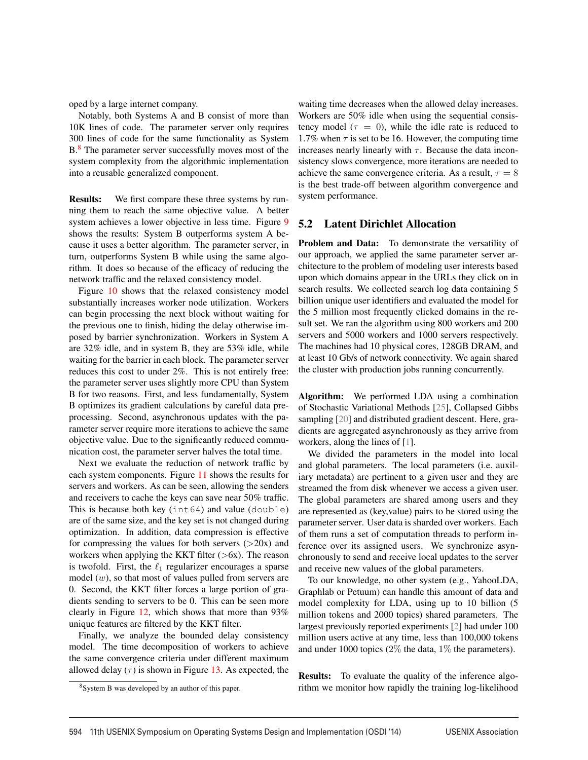oped by a large internet company.

Notably, both Systems A and B consist of more than 10K lines of code. The parameter server only requires 300 lines of code for the same functionality as System B.[8] The parameter server successfully moves most of the system complexity from the algorithmic implementation into a reusable generalized component.

**Results:** We first compare these three systems by running them to reach the same objective value. A better system achieves a lower objective in less time. Figure 9 shows the results: System B outperforms system A because it uses a better algorithm. The parameter server, in turn, outperforms System B while using the same algorithm. It does so because of the efficacy of reducing the network traffic and the relaxed consistency model.

Figure 10 shows that the relaxed consistency model substantially increases worker node utilization. Workers can begin processing the next block without waiting for the previous one to finish, hiding the delay otherwise imposed by barrier synchronization. Workers in System A are 32% idle, and in system B, they are 53% idle, while waiting for the barrier in each block. The parameter server reduces this cost to under 2%. This is not entirely free: the parameter server uses slightly more CPU than System B for two reasons. First, and less fundamentally, System B optimizes its gradient calculations by careful data preprocessing. Second, asynchronous updates with the parameter server require more iterations to achieve the same objective value. Due to the significantly reduced communication cost, the parameter server halves the total time.

Next we evaluate the reduction of network traffic by each system components. Figure 11 shows the results for servers and workers. As can be seen, allowing the senders and receivers to cache the keys can save near 50% traffic. This is because both key (`int64`) and value (`double`) are of the same size, and the key set is not changed during optimization. In addition, data compression is effective for compressing the values for both servers (>20x) and workers when applying the KKT filter (>6x). The reason is twofold. First, the $\ell_1$ regularizer encourages a sparse model ($w$), so that most of values pulled from servers are 0. Second, the KKT filter forces a large portion of gradients sending to servers to be 0. This can be seen more clearly in Figure 12, which shows that more than 93% unique features are filtered by the KKT filter.

Finally, we analyze the bounded delay consistency model. The time decomposition of workers to achieve the same convergence criteria under different maximum allowed delay ($\tau$) is shown in Figure 13. As expected, the waiting time decreases when the allowed delay increases. Workers are 50% idle when using the sequential consistency model ($\tau = 0$), while the idle rate is reduced to 1.7% when $\tau$ is set to be 16. However, the computing time increases nearly linearly with $\tau$. Because the data inconsistency slows convergence, more iterations are needed to achieve the same convergence criteria. As a result, $\tau = 8$ is the best trade-off between algorithm convergence and system performance.

[8] System B was developed by an author of this paper.

## 5.2 Latent Dirichlet Allocation

**Problem and Data:** To demonstrate the versatility of our approach, we applied the same parameter server architecture to the problem of modeling user interests based upon which domains appear in the URLs they click on in search results. We collected search log data containing 5 billion unique user identifiers and evaluated the model for the 5 million most frequently clicked domains in the result set. We ran the algorithm using 800 workers and 200 servers and 5000 workers and 1000 servers respectively. The machines had 10 physical cores, 128GB DRAM, and at least 10 Gb/s of network connectivity. We again shared the cluster with production jobs running concurrently.

**Algorithm:** We performed LDA using a combination of Stochastic Variational Methods [25], Collapsed Gibbs sampling [20] and distributed gradient descent. Here, gradients are aggregated asynchronously as they arrive from workers, along the lines of [1].

We divided the parameters in the model into local and global parameters. The local parameters (i.e. auxiliary metadata) are pertinent to a given user and they are streamed the from disk whenever we access a given user. The global parameters are shared among users and they are represented as (key,value) pairs to be stored using the parameter server. User data is sharded over workers. Each of them runs a set of computation threads to perform inference over its assigned users. We synchronize asynchronously to send and receive local updates to the server and receive new values of the global parameters.

To our knowledge, no other system (e.g., YahooLDA, Graphlab or Petuum) can handle this amount of data and model complexity for LDA, using up to 10 billion (5 million tokens and 2000 topics) shared parameters. The largest previously reported experiments [2] had under 100 million users active at any time, less than 100,000 tokens and under 1000 topics (2% the data, 1% the parameters).

**Results:** To evaluate the quality of the inference algorithm we monitor how rapidly the training log-likelihood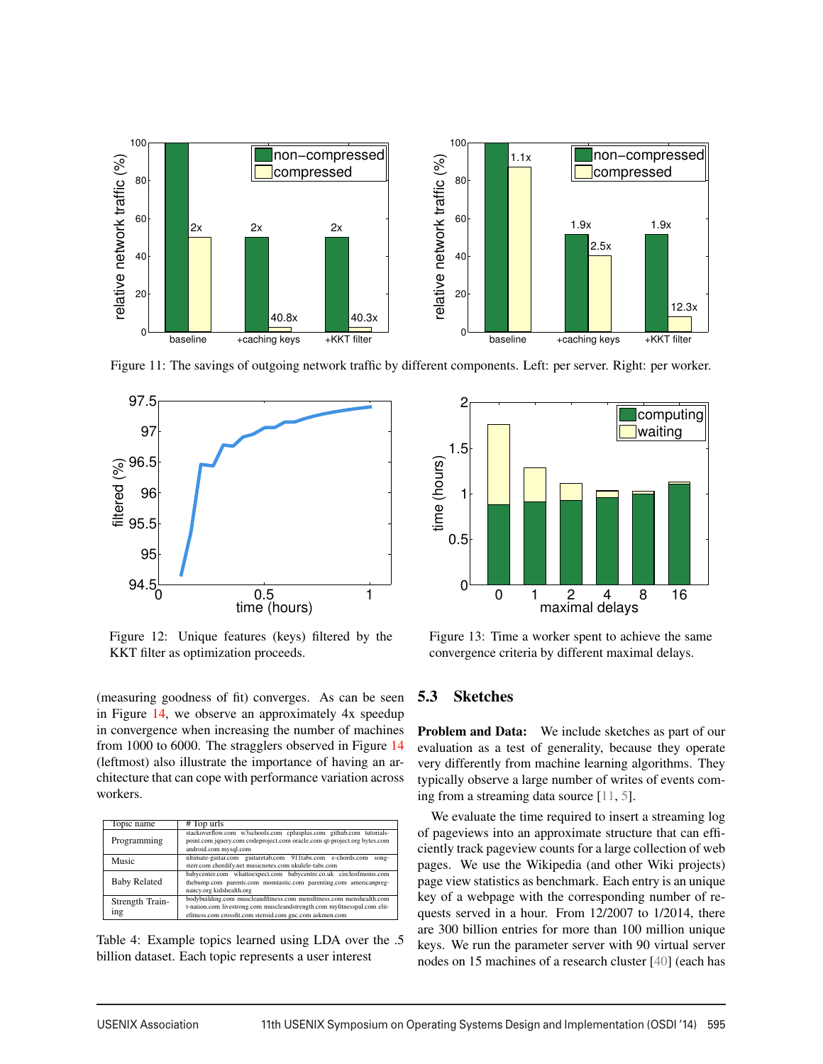Figure 11: The savings of outgoing network traffic by different components. Left: per server. Right: per worker.

Figure 12: Unique features (keys) filtered by the KKT filter as optimization proceeds.

Figure 13: Time a worker spent to achieve the same convergence criteria by different maximal delays.

(measuring goodness of fit) converges. As can be seen in Figure 14, we observe an approximately 4x speedup in convergence when increasing the number of machines from 1000 to 6000. The stragglers observed in Figure 14 (leftmost) also illustrate the importance of having an architecture that can cope with performance variation across workers.

| Topic name | # Top urls |
|---|---|
| Programming | stackoverflow.com w3schools.com cplusplus.com github.com tutorialspoint.com jquery.com codeproject.com oracle.com qt-project.org bytes.com android.com mysql.com |
| Music | ultimate-guitar.com guitaretab.com 911tabs.com e-chords.com songsterr.com chordify.net musicnotes.com ukulele-tabs.com |
| Baby Related | babycenter.com whattoexpect.com babycentre.co.uk circleofmoms.com thebump.com parents.com momtastic.com parenting.com americanpregnancy.org kidshealth.org |
| Strength Training | bodybuilding.com muscleandfitness.com mensfitness.com menshealth.com t-nation.com livestrong.com muscleandstrength.com myfitnesspal.com elitefitness.com crossfit.com steroid.com gnc.com askmen.com |

Table 4: Example topics learned using LDA over the .5 billion dataset. Each topic represents a user interest

## 5.3 Sketches

**Problem and Data:** We include sketches as part of our evaluation as a test of generality, because they operate very differently from machine learning algorithms. They typically observe a large number of writes of events coming from a streaming data source [11, 5].

We evaluate the time required to insert a streaming log of pageviews into an approximate structure that can efficiently track pageview counts for a large collection of web pages. We use the Wikipedia (and other Wiki projects) page view statistics as benchmark. Each entry is an unique key of a webpage with the corresponding number of requests served in a hour. From 12/2007 to 1/2014, there are 300 billion entries for more than 100 million unique keys. We run the parameter server with 90 virtual server nodes on 15 machines of a research cluster [40] (each has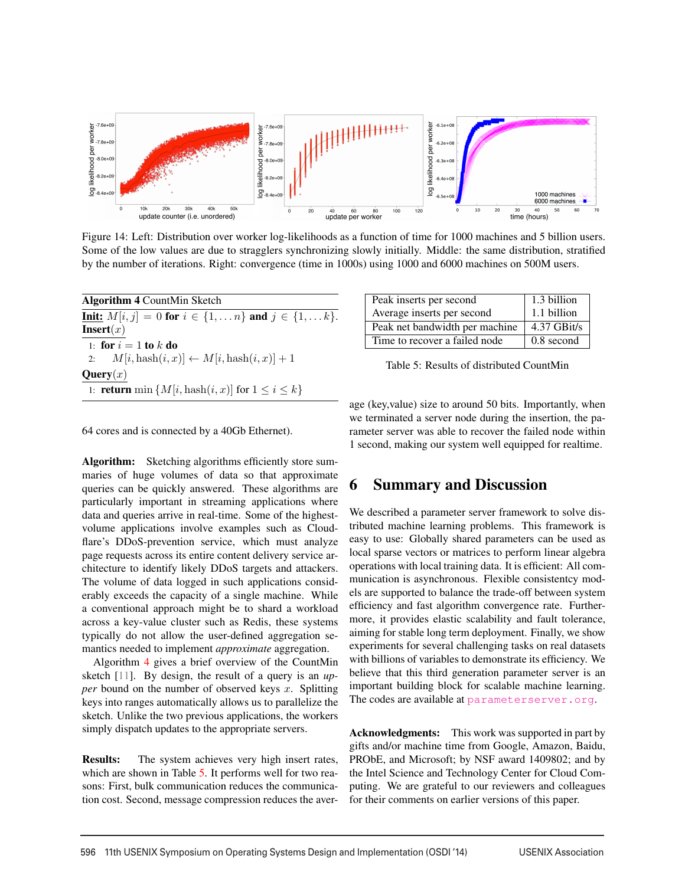Figure 14: Left: Distribution over worker log-likelihoods as a function of time for 1000 machines and 5 billion users. Some of the low values are due to stragglers synchronizing slowly initially. Middle: the same distribution, stratified by the number of iterations. Right: convergence (time in 1000s) using 1000 and 6000 machines on 500M users.

**Algorithm 4** CountMin Sketch

**Init:** $M[i, j] = 0$ **for** $i \in \{1, \ldots n\}$ **and** $j \in \{1, \ldots k\}$.

**Insert**$(x)$

1: **for** $i = 1$ **to** $k$ **do**

2: $\quad M[i, \text{hash}(i, x)] \leftarrow M[i, \text{hash}(i, x)] + 1$

**Query**$(x)$

1: **return** $\min\{M[i, \text{hash}(i, x)] \text{ for } 1 \leq i \leq k\}$

64 cores and is connected by a 40Gb Ethernet).

**Algorithm:** Sketching algorithms efficiently store summaries of huge volumes of data so that approximate queries can be quickly answered. These algorithms are particularly important in streaming applications where data and queries arrive in real-time. Some of the highest-volume applications involve examples such as Cloudflare's DDoS-prevention service, which must analyze page requests across its entire content delivery service architecture to identify likely DDoS targets and attackers. The volume of data logged in such applications considerably exceeds the capacity of a single machine. While a conventional approach might be to shard a workload across a key-value cluster such as Redis, these systems typically do not allow the user-defined aggregation semantics needed to implement *approximate* aggregation.

Algorithm 4 gives a brief overview of the CountMin sketch [11]. By design, the result of a query is an *upper* bound on the number of observed keys $x$. Splitting keys into ranges automatically allows us to parallelize the sketch. Unlike the two previous applications, the workers simply dispatch updates to the appropriate servers.

**Results:** The system achieves very high insert rates, which are shown in Table 5. It performs well for two reasons: First, bulk communication reduces the communication cost. Second, message compression reduces the average (key,value) size to around 50 bits. Importantly, when we terminated a server node during the insertion, the parameter server was able to recover the failed node within 1 second, making our system well equipped for realtime.

| | |
|---|---|
| Peak inserts per second | 1.3 billion |
| Average inserts per second | 1.1 billion |
| Peak net bandwidth per machine | 4.37 GBit/s |
| Time to recover a failed node | 0.8 second |

Table 5: Results of distributed CountMin

# 6 Summary and Discussion

We described a parameter server framework to solve distributed machine learning problems. This framework is easy to use: Globally shared parameters can be used as local sparse vectors or matrices to perform linear algebra operations with local training data. It is efficient: All communication is asynchronous. Flexible consistentcy models are supported to balance the trade-off between system efficiency and fast algorithm convergence rate. Furthermore, it provides elastic scalability and fault tolerance, aiming for stable long term deployment. Finally, we show experiments for several challenging tasks on real datasets with billions of variables to demonstrate its efficiency. We believe that this third generation parameter server is an important building block for scalable machine learning. The codes are available at parameterserver.org.

**Acknowledgments:** This work was supported in part by gifts and/or machine time from Google, Amazon, Baidu, PRObE, and Microsoft; by NSF award 1409802; and by the Intel Science and Technology Center for Cloud Computing. We are grateful to our reviewers and colleagues for their comments on earlier versions of this paper.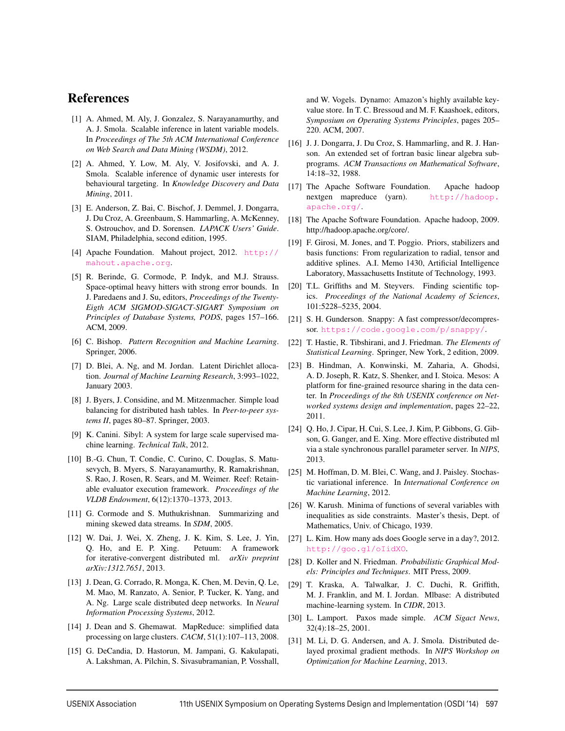# References

[1] A. Ahmed, M. Aly, J. Gonzalez, S. Narayanamurthy, and A. J. Smola. Scalable inference in latent variable models. In *Proceedings of The 5th ACM International Conference on Web Search and Data Mining (WSDM)*, 2012.

[2] A. Ahmed, Y. Low, M. Aly, V. Josifovski, and A. J. Smola. Scalable inference of dynamic user interests for behavioural targeting. In *Knowledge Discovery and Data Mining*, 2011.

[3] E. Anderson, Z. Bai, C. Bischof, J. Demmel, J. Dongarra, J. Du Croz, A. Greenbaum, S. Hammarling, A. McKenney, S. Ostrouchov, and D. Sorensen. *LAPACK Users' Guide*. SIAM, Philadelphia, second edition, 1995.

[4] Apache Foundation. Mahout project, 2012. http://mahout.apache.org.

[5] R. Berinde, G. Cormode, P. Indyk, and M.J. Strauss. Space-optimal heavy hitters with strong error bounds. In J. Paredaens and J. Su, editors, *Proceedings of the Twenty-Eigth ACM SIGMOD-SIGACT-SIGART Symposium on Principles of Database Systems, PODS*, pages 157–166. ACM, 2009.

[6] C. Bishop. *Pattern Recognition and Machine Learning*. Springer, 2006.

[7] D. Blei, A. Ng, and M. Jordan. Latent Dirichlet allocation. *Journal of Machine Learning Research*, 3:993–1022, January 2003.

[8] J. Byers, J. Considine, and M. Mitzenmacher. Simple load balancing for distributed hash tables. In *Peer-to-peer systems II*, pages 80–87. Springer, 2003.

[9] K. Canini. Sibyl: A system for large scale supervised machine learning. *Technical Talk*, 2012.

[10] B.-G. Chun, T. Condie, C. Curino, C. Douglas, S. Matusevych, B. Myers, S. Narayanamurthy, R. Ramakrishnan, S. Rao, J. Rosen, R. Sears, and M. Weimer. Reef: Retainable evaluator execution framework. *Proceedings of the VLDB Endowment*, 6(12):1370–1373, 2013.

[11] G. Cormode and S. Muthukrishnan. Summarizing and mining skewed data streams. In *SDM*, 2005.

[12] W. Dai, J. Wei, X. Zheng, J. K. Kim, S. Lee, J. Yin, Q. Ho, and E. P. Xing. Petuum: A framework for iterative-convergent distributed ml. *arXiv preprint arXiv:1312.7651*, 2013.

[13] J. Dean, G. Corrado, R. Monga, K. Chen, M. Devin, Q. Le, M. Mao, M. Ranzato, A. Senior, P. Tucker, K. Yang, and A. Ng. Large scale distributed deep networks. In *Neural Information Processing Systems*, 2012.

[14] J. Dean and S. Ghemawat. MapReduce: simplified data processing on large clusters. *CACM*, 51(1):107–113, 2008.

[15] G. DeCandia, D. Hastorun, M. Jampani, G. Kakulapati, A. Lakshman, A. Pilchin, S. Sivasubramanian, P. Vosshall, and W. Vogels. Dynamo: Amazon's highly available key-value store. In T. C. Bressoud and M. F. Kaashoek, editors, *Symposium on Operating Systems Principles*, pages 205–220. ACM, 2007.

[16] J. J. Dongarra, J. Du Croz, S. Hammarling, and R. J. Hanson. An extended set of fortran basic linear algebra subprograms. *ACM Transactions on Mathematical Software*, 14:18–32, 1988.

[17] The Apache Software Foundation. Apache hadoop nextgen mapreduce (yarn). http://hadoop.apache.org/.

[18] The Apache Software Foundation. Apache hadoop, 2009. http://hadoop.apache.org/core/.

[19] F. Girosi, M. Jones, and T. Poggio. Priors, stabilizers and basis functions: From regularization to radial, tensor and additive splines. A.I. Memo 1430, Artificial Intelligence Laboratory, Massachusetts Institute of Technology, 1993.

[20] T.L. Griffiths and M. Steyvers. Finding scientific topics. *Proceedings of the National Academy of Sciences*, 101:5228–5235, 2004.

[21] S. H. Gunderson. Snappy: A fast compressor/decompressor. https://code.google.com/p/snappy/.

[22] T. Hastie, R. Tibshirani, and J. Friedman. *The Elements of Statistical Learning*. Springer, New York, 2 edition, 2009.

[23] B. Hindman, A. Konwinski, M. Zaharia, A. Ghodsi, A. D. Joseph, R. Katz, S. Shenker, and I. Stoica. Mesos: A platform for fine-grained resource sharing in the data center. In *Proceedings of the 8th USENIX conference on Networked systems design and implementation*, pages 22–22, 2011.

[24] Q. Ho, J. Cipar, H. Cui, S. Lee, J. Kim, P. Gibbons, G. Gibson, G. Ganger, and E. Xing. More effective distributed ml via a stale synchronous parallel parameter server. In *NIPS*, 2013.

[25] M. Hoffman, D. M. Blei, C. Wang, and J. Paisley. Stochastic variational inference. In *International Conference on Machine Learning*, 2012.

[26] W. Karush. Minima of functions of several variables with inequalities as side constraints. Master's thesis, Dept. of Mathematics, Univ. of Chicago, 1939.

[27] L. Kim. How many ads does Google serve in a day?, 2012. http://goo.gl/oIidXO.

[28] D. Koller and N. Friedman. *Probabilistic Graphical Models: Principles and Techniques*. MIT Press, 2009.

[29] T. Kraska, A. Talwalkar, J. C. Duchi, R. Griffith, M. J. Franklin, and M. I. Jordan. Mlbase: A distributed machine-learning system. In *CIDR*, 2013.

[30] L. Lamport. Paxos made simple. *ACM Sigact News*, 32(4):18–25, 2001.

[31] M. Li, D. G. Andersen, and A. J. Smola. Distributed delayed proximal gradient methods. In *NIPS Workshop on Optimization for Machine Learning*, 2013.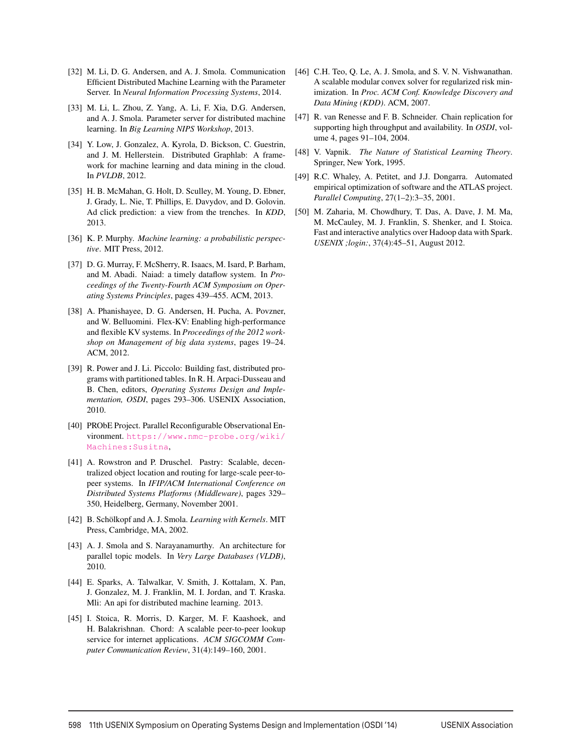[32] M. Li, D. G. Andersen, and A. J. Smola. Communication Efficient Distributed Machine Learning with the Parameter Server. In *Neural Information Processing Systems*, 2014.

[33] M. Li, L. Zhou, Z. Yang, A. Li, F. Xia, D.G. Andersen, and A. J. Smola. Parameter server for distributed machine learning. In *Big Learning NIPS Workshop*, 2013.

[34] Y. Low, J. Gonzalez, A. Kyrola, D. Bickson, C. Guestrin, and J. M. Hellerstein. Distributed Graphlab: A framework for machine learning and data mining in the cloud. In *PVLDB*, 2012.

[35] H. B. McMahan, G. Holt, D. Sculley, M. Young, D. Ebner, J. Grady, L. Nie, T. Phillips, E. Davydov, and D. Golovin. Ad click prediction: a view from the trenches. In *KDD*, 2013.

[36] K. P. Murphy. *Machine learning: a probabilistic perspective*. MIT Press, 2012.

[37] D. G. Murray, F. McSherry, R. Isaacs, M. Isard, P. Barham, and M. Abadi. Naiad: a timely dataflow system. In *Proceedings of the Twenty-Fourth ACM Symposium on Operating Systems Principles*, pages 439–455. ACM, 2013.

[38] A. Phanishayee, D. G. Andersen, H. Pucha, A. Povzner, and W. Belluomini. Flex-KV: Enabling high-performance and flexible KV systems. In *Proceedings of the 2012 workshop on Management of big data systems*, pages 19–24. ACM, 2012.

[39] R. Power and J. Li. Piccolo: Building fast, distributed programs with partitioned tables. In R. H. Arpaci-Dusseau and B. Chen, editors, *Operating Systems Design and Implementation, OSDI*, pages 293–306. USENIX Association, 2010.

[40] PRObE Project. Parallel Reconfigurable Observational Environment. https://www.nmc-probe.org/wiki/Machines:Susitna,

[41] A. Rowstron and P. Druschel. Pastry: Scalable, decentralized object location and routing for large-scale peer-to-peer systems. In *IFIP/ACM International Conference on Distributed Systems Platforms (Middleware)*, pages 329–350, Heidelberg, Germany, November 2001.

[42] B. Schölkopf and A. J. Smola. *Learning with Kernels*. MIT Press, Cambridge, MA, 2002.

[43] A. J. Smola and S. Narayanamurthy. An architecture for parallel topic models. In *Very Large Databases (VLDB)*, 2010.

[44] E. Sparks, A. Talwalkar, V. Smith, J. Kottalam, X. Pan, J. Gonzalez, M. J. Franklin, M. I. Jordan, and T. Kraska. Mli: An api for distributed machine learning. 2013.

[45] I. Stoica, R. Morris, D. Karger, M. F. Kaashoek, and H. Balakrishnan. Chord: A scalable peer-to-peer lookup service for internet applications. *ACM SIGCOMM Computer Communication Review*, 31(4):149–160, 2001.

[46] C.H. Teo, Q. Le, A. J. Smola, and S. V. N. Vishwanathan. A scalable modular convex solver for regularized risk minimization. In *Proc. ACM Conf. Knowledge Discovery and Data Mining (KDD)*. ACM, 2007.

[47] R. van Renesse and F. B. Schneider. Chain replication for supporting high throughput and availability. In *OSDI*, volume 4, pages 91–104, 2004.

[48] V. Vapnik. *The Nature of Statistical Learning Theory*. Springer, New York, 1995.

[49] R.C. Whaley, A. Petitet, and J.J. Dongarra. Automated empirical optimization of software and the ATLAS project. *Parallel Computing*, 27(1–2):3–35, 2001.

[50] M. Zaharia, M. Chowdhury, T. Das, A. Dave, J. M. Ma, M. McCauley, M. J. Franklin, S. Shenker, and I. Stoica. Fast and interactive analytics over Hadoop data with Spark. *USENIX ;login:*, 37(4):45–51, August 2012.